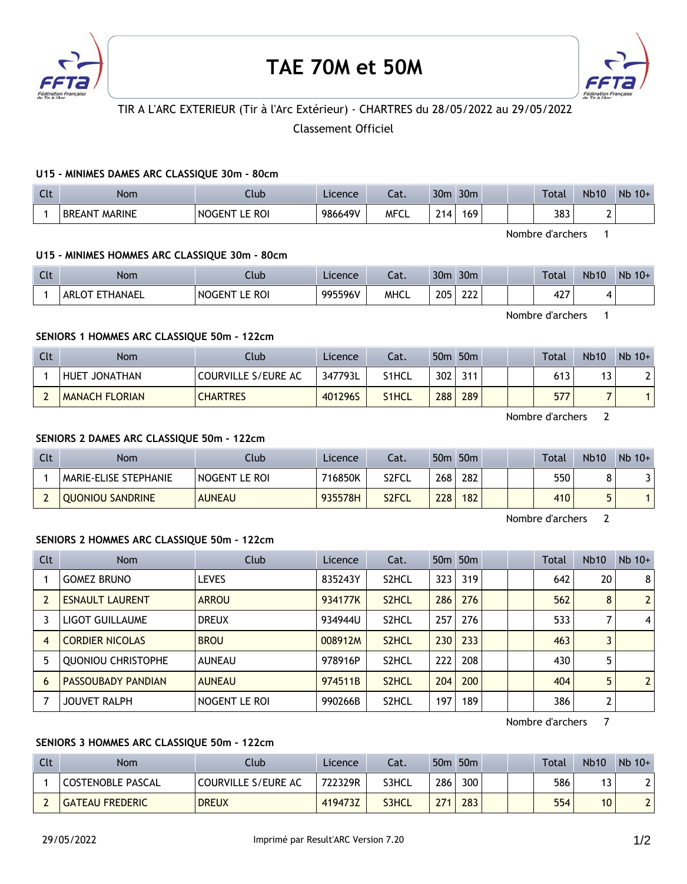# TAE 70M et 50M

TIR A L'ARC EXTERIEUR (Tir à l'Arc Extérieur) - CHARTRES du 28/05/2022 au 29/05/2022

Classement Officiel

### U15 - MINIMES DAMES ARC CLASSIQUE 30m - 80cm

| Clt | Nom | Club | Licence | Cat. | 30m | 30m | | | Total | Nb10 | Nb 10+ |
|---|---|---|---|---|---|---|---|---|---|---|---|
| 1 | BREANT MARINE | NOGENT LE ROI | 986649V | MFCL | 214 | 169 | | | 383 | 2 | |

Nombre d'archers 1

### U15 - MINIMES HOMMES ARC CLASSIQUE 30m - 80cm

| Clt | Nom | Club | Licence | Cat. | 30m | 30m | | | Total | Nb10 | Nb 10+ |
|---|---|---|---|---|---|---|---|---|---|---|---|
| 1 | ARLOT ETHANAEL | NOGENT LE ROI | 995596V | MHCL | 205 | 222 | | | 427 | 4 | |

Nombre d'archers 1

### SENIORS 1 HOMMES ARC CLASSIQUE 50m - 122cm

| Clt | Nom | Club | Licence | Cat. | 50m | 50m | | | Total | Nb10 | Nb 10+ |
|---|---|---|---|---|---|---|---|---|---|---|---|
| 1 | HUET JONATHAN | COURVILLE S/EURE AC | 347793L | S1HCL | 302 | 311 | | | 613 | 13 | 2 |
| 2 | MANACH FLORIAN | CHARTRES | 401296S | S1HCL | 288 | 289 | | | 577 | 7 | 1 |

Nombre d'archers 2

### SENIORS 2 DAMES ARC CLASSIQUE 50m - 122cm

| Clt | Nom | Club | Licence | Cat. | 50m | 50m | | | Total | Nb10 | Nb 10+ |
|---|---|---|---|---|---|---|---|---|---|---|---|
| 1 | MARIE-ELISE STEPHANIE | NOGENT LE ROI | 716850K | S2FCL | 268 | 282 | | | 550 | 8 | 3 |
| 2 | QUONIOU SANDRINE | AUNEAU | 935578H | S2FCL | 228 | 182 | | | 410 | 5 | 1 |

Nombre d'archers 2

### SENIORS 2 HOMMES ARC CLASSIQUE 50m - 122cm

| Clt | Nom | Club | Licence | Cat. | 50m | 50m | | | Total | Nb10 | Nb 10+ |
|---|---|---|---|---|---|---|---|---|---|---|---|
| 1 | GOMEZ BRUNO | LEVES | 835243Y | S2HCL | 323 | 319 | | | 642 | 20 | 8 |
| 2 | ESNAULT LAURENT | ARROU | 934177K | S2HCL | 286 | 276 | | | 562 | 8 | 2 |
| 3 | LIGOT GUILLAUME | DREUX | 934944U | S2HCL | 257 | 276 | | | 533 | 7 | 4 |
| 4 | CORDIER NICOLAS | BROU | 008912M | S2HCL | 230 | 233 | | | 463 | 3 | |
| 5 | QUONIOU CHRISTOPHE | AUNEAU | 978916P | S2HCL | 222 | 208 | | | 430 | 5 | |
| 6 | PASSOUBADY PANDIAN | AUNEAU | 974511B | S2HCL | 204 | 200 | | | 404 | 5 | 2 |
| 7 | JOUVET RALPH | NOGENT LE ROI | 990266B | S2HCL | 197 | 189 | | | 386 | 2 | |

Nombre d'archers 7

### SENIORS 3 HOMMES ARC CLASSIQUE 50m - 122cm

| Clt | Nom | Club | Licence | Cat. | 50m | 50m | | | Total | Nb10 | Nb 10+ |
|---|---|---|---|---|---|---|---|---|---|---|---|
| 1 | COSTENOBLE PASCAL | COURVILLE S/EURE AC | 722329R | S3HCL | 286 | 300 | | | 586 | 13 | 2 |
| 2 | GATEAU FREDERIC | DREUX | 419473Z | S3HCL | 271 | 283 | | | 554 | 10 | 2 |

29/05/2022 Imprimé par Result'ARC Version 7.20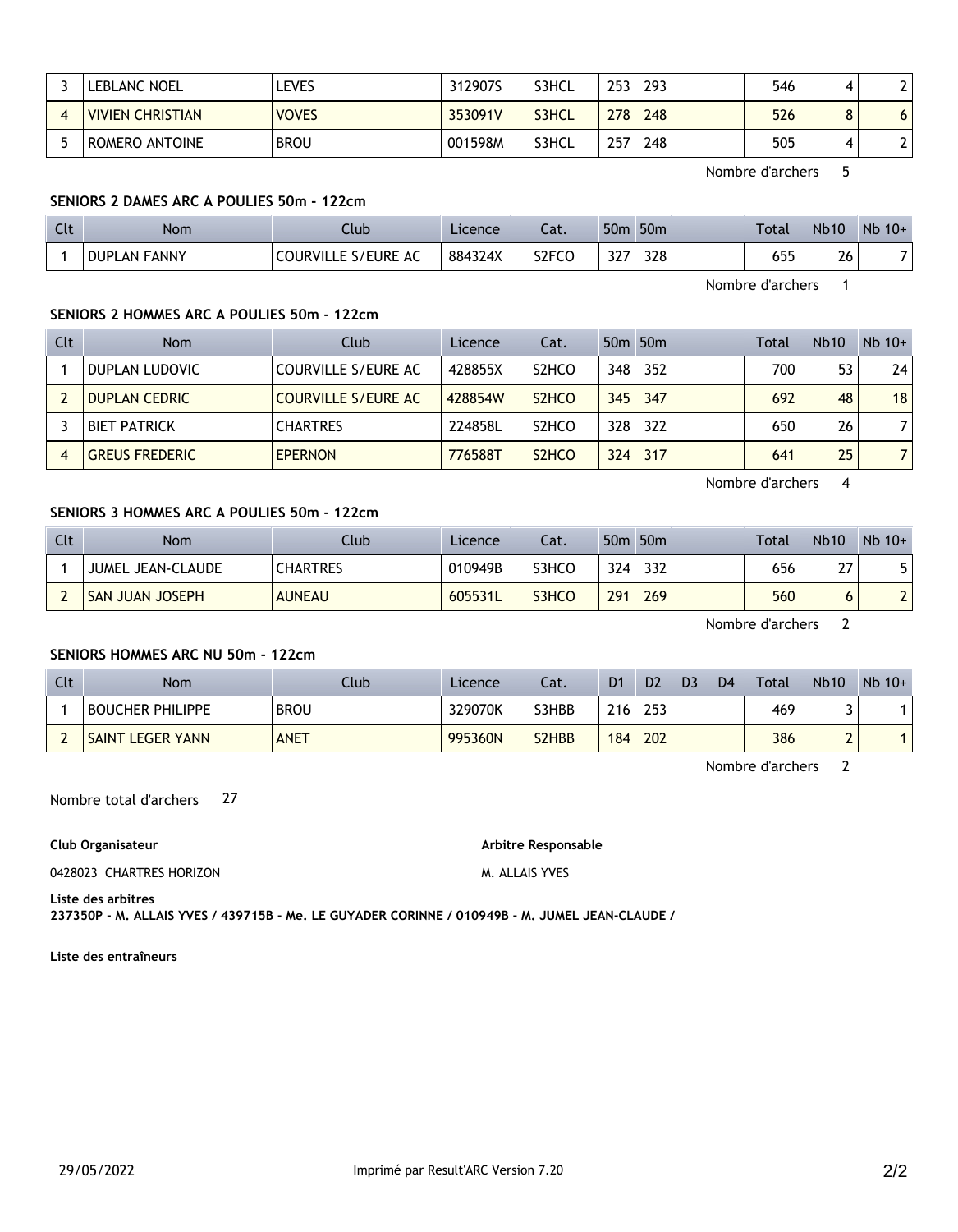| | | | | | | | | | | | |
|---|---|---|---|---|---|---|---|---|---|---|---|
| 3 | LEBLANC NOEL | LEVES | 312907S | S3HCL | 253 | 293 | | | 546 | 4 | 2 |
| 4 | VIVIEN CHRISTIAN | VOVES | 353091V | S3HCL | 278 | 248 | | | 526 | 8 | 6 |
| 5 | ROMERO ANTOINE | BROU | 001598M | S3HCL | 257 | 248 | | | 505 | 4 | 2 |

Nombre d'archers 5

**SENIORS 2 DAMES ARC A POULIES 50m - 122cm**

| Clt | Nom | Club | Licence | Cat. | 50m | 50m | | | Total | Nb10 | Nb 10+ |
|---|---|---|---|---|---|---|---|---|---|---|---|
| 1 | DUPLAN FANNY | COURVILLE S/EURE AC | 884324X | S2FCO | 327 | 328 | | | 655 | 26 | 7 |

Nombre d'archers 1

**SENIORS 2 HOMMES ARC A POULIES 50m - 122cm**

| Clt | Nom | Club | Licence | Cat. | 50m | 50m | | | Total | Nb10 | Nb 10+ |
|---|---|---|---|---|---|---|---|---|---|---|---|
| 1 | DUPLAN LUDOVIC | COURVILLE S/EURE AC | 428855X | S2HCO | 348 | 352 | | | 700 | 53 | 24 |
| 2 | DUPLAN CEDRIC | COURVILLE S/EURE AC | 428854W | S2HCO | 345 | 347 | | | 692 | 48 | 18 |
| 3 | BIET PATRICK | CHARTRES | 224858L | S2HCO | 328 | 322 | | | 650 | 26 | 7 |
| 4 | GREUS FREDERIC | EPERNON | 776588T | S2HCO | 324 | 317 | | | 641 | 25 | 7 |

Nombre d'archers 4

**SENIORS 3 HOMMES ARC A POULIES 50m - 122cm**

| Clt | Nom | Club | Licence | Cat. | 50m | 50m | | | Total | Nb10 | Nb 10+ |
|---|---|---|---|---|---|---|---|---|---|---|---|
| 1 | JUMEL JEAN-CLAUDE | CHARTRES | 010949B | S3HCO | 324 | 332 | | | 656 | 27 | 5 |
| 2 | SAN JUAN JOSEPH | AUNEAU | 605531L | S3HCO | 291 | 269 | | | 560 | 6 | 2 |

Nombre d'archers 2

**SENIORS HOMMES ARC NU 50m - 122cm**

| Clt | Nom | Club | Licence | Cat. | D1 | D2 | D3 | D4 | Total | Nb10 | Nb 10+ |
|---|---|---|---|---|---|---|---|---|---|---|---|
| 1 | BOUCHER PHILIPPE | BROU | 329070K | S3HBB | 216 | 253 | | | 469 | 3 | 1 |
| 2 | SAINT LEGER YANN | ANET | 995360N | S2HBB | 184 | 202 | | | 386 | 2 | 1 |

Nombre d'archers 2

Nombre total d'archers 27

**Club Organisateur**

0428023 CHARTRES HORIZON

**Arbitre Responsable**

M. ALLAIS YVES

**Liste des arbitres**

**237350P - M. ALLAIS YVES / 439715B - Me. LE GUYADER CORINNE / 010949B - M. JUMEL JEAN-CLAUDE /**

**Liste des entraîneurs**

29/05/2022 Imprimé par Result'ARC Version 7.20